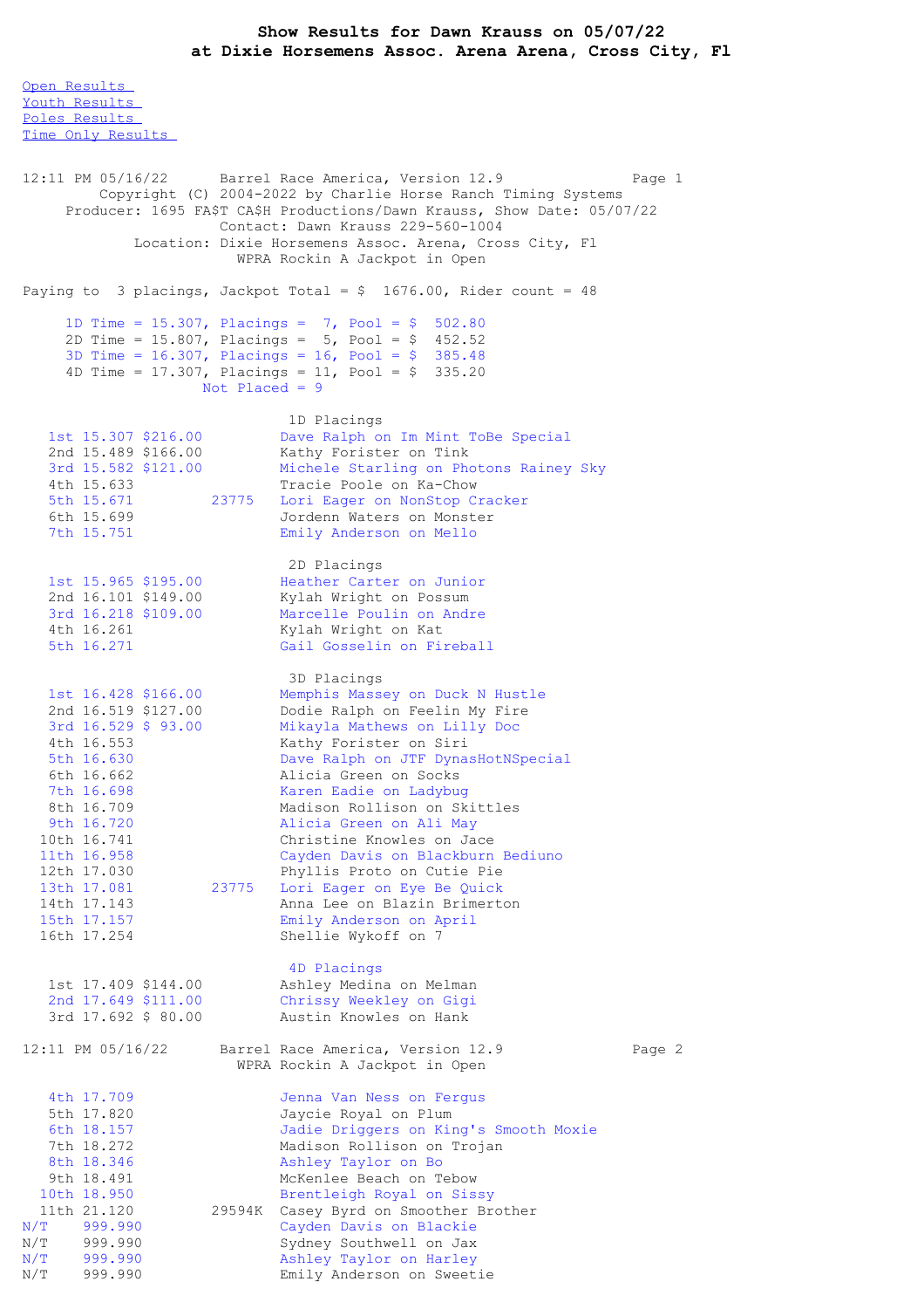# Show Results for Dawn Krauss on 05/07/22 at Dixie Horsemens Assoc. Arena Arena, Cross City, Fl

Open Results
Youth Results
Poles Results
Time Only Results

```
12:11 PM 05/16/22      Barrel Race America, Version 12.9              Page 1
          Copyright (C) 2004-2022 by Charlie Horse Ranch Timing Systems
      Producer: 1695 FA$T CA$H Productions/Dawn Krauss, Show Date: 05/07/22
                          Contact: Dawn Krauss 229-560-1004
              Location: Dixie Horsemens Assoc. Arena, Cross City, Fl
                            WPRA Rockin A Jackpot in Open

Paying to  3 placings, Jackpot Total = $  1676.00, Rider count = 48

     1D Time = 15.307, Placings =  7, Pool = $  502.80
     2D Time = 15.807, Placings =  5, Pool = $  452.52
     3D Time = 16.307, Placings = 16, Pool = $  385.48
     4D Time = 17.307, Placings = 11, Pool = $  335.20
                       Not Placed = 9

                                 1D Placings
    1st 15.307 $216.00          Dave Ralph on Im Mint ToBe Special
    2nd 15.489 $166.00          Kathy Forister on Tink
    3rd 15.582 $121.00          Michele Starling on Photons Rainey Sky
    4th 15.633                  Tracie Poole on Ka-Chow
    5th 15.671         23775    Lori Eager on NonStop Cracker
    6th 15.699                  Jordenn Waters on Monster
    7th 15.751                  Emily Anderson on Mello

                                 2D Placings
    1st 15.965 $195.00          Heather Carter on Junior
    2nd 16.101 $149.00          Kylah Wright on Possum
    3rd 16.218 $109.00          Marcelle Poulin on Andre
    4th 16.261                  Kylah Wright on Kat
    5th 16.271                  Gail Gosselin on Fireball

                                 3D Placings
    1st 16.428 $166.00          Memphis Massey on Duck N Hustle
    2nd 16.519 $127.00          Dodie Ralph on Feelin My Fire
    3rd 16.529 $ 93.00          Mikayla Mathews on Lilly Doc
    4th 16.553                  Kathy Forister on Siri
    5th 16.630                  Dave Ralph on JTF DynasHotNSpecial
    6th 16.662                  Alicia Green on Socks
    7th 16.698                  Karen Eadie on Ladybug
    8th 16.709                  Madison Rollison on Skittles
    9th 16.720                  Alicia Green on Ali May
   10th 16.741                  Christine Knowles on Jace
   11th 16.958                  Cayden Davis on Blackburn Bediuno
   12th 17.030                  Phyllis Proto on Cutie Pie
   13th 17.081         23775    Lori Eager on Eye Be Quick
   14th 17.143                  Anna Lee on Blazin Brimerton
   15th 17.157                  Emily Anderson on April
   16th 17.254                  Shellie Wykoff on 7

                                 4D Placings
    1st 17.409 $144.00          Ashley Medina on Melman
    2nd 17.649 $111.00          Chrissy Weekley on Gigi
    3rd 17.692 $ 80.00          Austin Knowles on Hank

12:11 PM 05/16/22      Barrel Race America, Version 12.9              Page 2
                            WPRA Rockin A Jackpot in Open

    4th 17.709                  Jenna Van Ness on Fergus
    5th 17.820                  Jaycie Royal on Plum
    6th 18.157                  Jadie Driggers on King's Smooth Moxie
    7th 18.272                  Madison Rollison on Trojan
    8th 18.346                  Ashley Taylor on Bo
    9th 18.491                  McKenlee Beach on Tebow
   10th 18.950                  Brentleigh Royal on Sissy
   11th 21.120         29594K   Casey Byrd on Smoother Brother
N/T     999.990                 Cayden Davis on Blackie
N/T     999.990                 Sydney Southwell on Jax
N/T     999.990                 Ashley Taylor on Harley
N/T     999.990                 Emily Anderson on Sweetie
```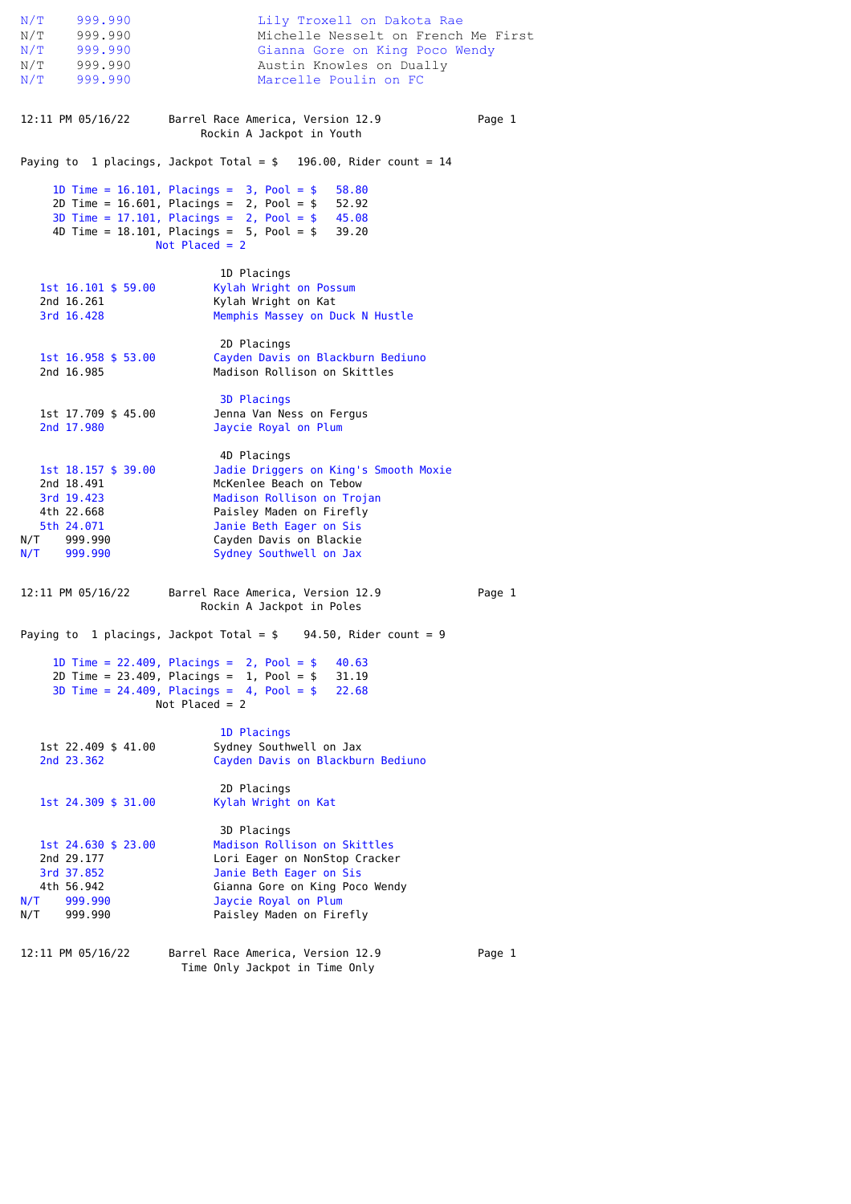N/T 999.990 Lily Troxell on Dakota Rae
N/T 999.990 Michelle Nesselt on French Me First
N/T 999.990 Gianna Gore on King Poco Wendy
N/T 999.990 Austin Knowles on Dually
N/T 999.990 Marcelle Poulin on FC

12:11 PM 05/16/22 Barrel Race America, Version 12.9

## Rockin A Jackpot in Youth

Paying to 1 placings, Jackpot Total = $ 196.00, Rider count = 14

1D Time = 16.101, Placings = 3, Pool = $ 58.80
2D Time = 16.601, Placings = 2, Pool = $ 52.92
3D Time = 17.101, Placings = 2, Pool = $ 45.08
4D Time = 18.101, Placings = 5, Pool = $ 39.20
Not Placed = 2

### 1D Placings

| | | |
|---|---|---|
| 1st 16.101 | $ 59.00 | Kylah Wright on Possum |
| 2nd 16.261 | | Kylah Wright on Kat |
| 3rd 16.428 | | Memphis Massey on Duck N Hustle |

### 2D Placings

| | | |
|---|---|---|
| 1st 16.958 | $ 53.00 | Cayden Davis on Blackburn Bediuno |
| 2nd 16.985 | | Madison Rollison on Skittles |

### 3D Placings

| | | |
|---|---|---|
| 1st 17.709 | $ 45.00 | Jenna Van Ness on Fergus |
| 2nd 17.980 | | Jaycie Royal on Plum |

### 4D Placings

| | | |
|---|---|---|
| 1st 18.157 | $ 39.00 | Jadie Driggers on King's Smooth Moxie |
| 2nd 18.491 | | McKenlee Beach on Tebow |
| 3rd 19.423 | | Madison Rollison on Trojan |
| 4th 22.668 | | Paisley Maden on Firefly |
| 5th 24.071 | | Janie Beth Eager on Sis |
| N/T 999.990 | | Cayden Davis on Blackie |
| N/T 999.990 | | Sydney Southwell on Jax |

12:11 PM 05/16/22 Barrel Race America, Version 12.9

## Rockin A Jackpot in Poles

Paying to 1 placings, Jackpot Total = $ 94.50, Rider count = 9

1D Time = 22.409, Placings = 2, Pool = $ 40.63
2D Time = 23.409, Placings = 1, Pool = $ 31.19
3D Time = 24.409, Placings = 4, Pool = $ 22.68
Not Placed = 2

### 1D Placings

| | | |
|---|---|---|
| 1st 22.409 | $ 41.00 | Sydney Southwell on Jax |
| 2nd 23.362 | | Cayden Davis on Blackburn Bediuno |

### 2D Placings

| | | |
|---|---|---|
| 1st 24.309 | $ 31.00 | Kylah Wright on Kat |

### 3D Placings

| | | |
|---|---|---|
| 1st 24.630 | $ 23.00 | Madison Rollison on Skittles |
| 2nd 29.177 | | Lori Eager on NonStop Cracker |
| 3rd 37.852 | | Janie Beth Eager on Sis |
| 4th 56.942 | | Gianna Gore on King Poco Wendy |
| N/T 999.990 | | Jaycie Royal on Plum |
| N/T 999.990 | | Paisley Maden on Firefly |

12:11 PM 05/16/22 Barrel Race America, Version 12.9

## Time Only Jackpot in Time Only